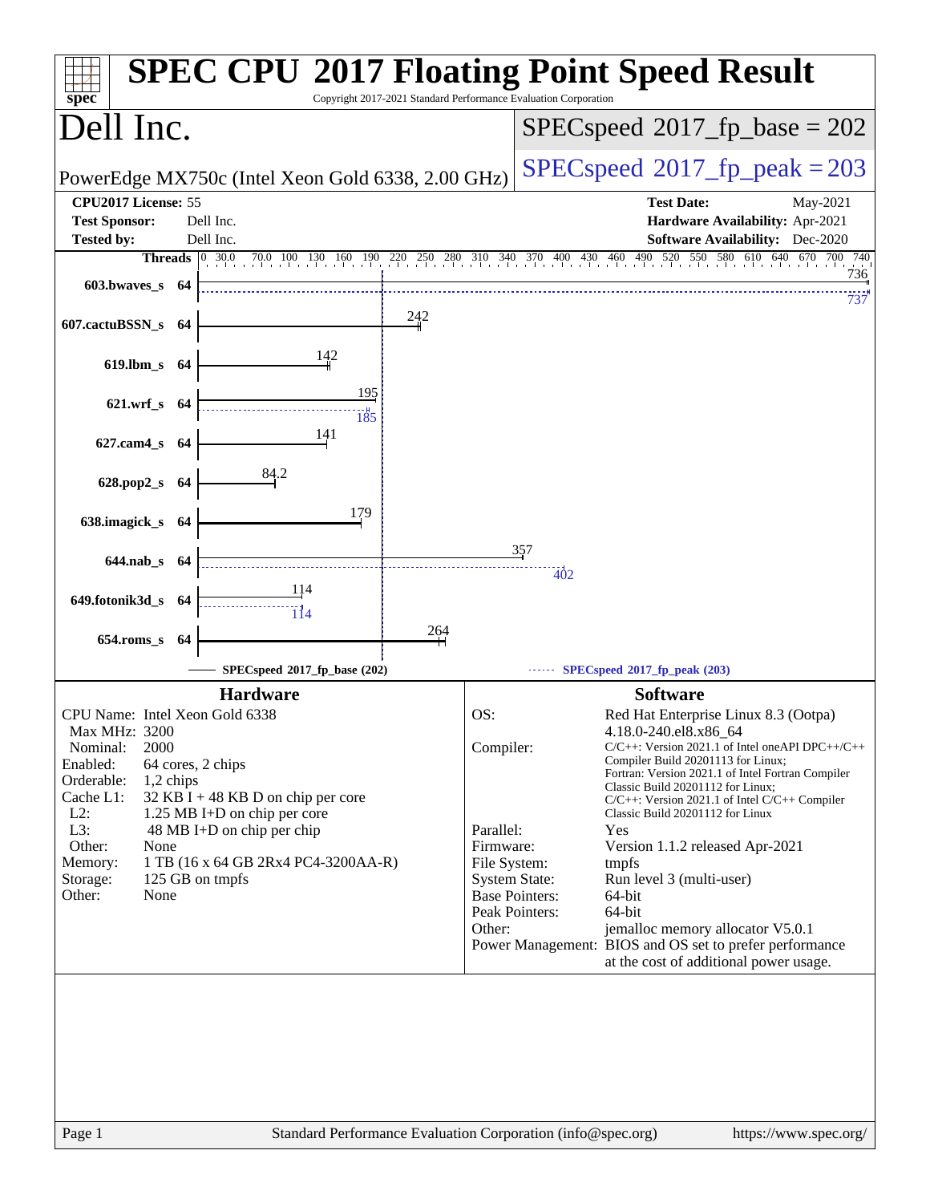# SPEC CPU 2017 Floating Point Speed Result

Copyright 2017-2021 Standard Performance Evaluation Corporation

## Dell Inc.

PowerEdge MX750c (Intel Xeon Gold 6338, 2.00 GHz)

SPECspeed 2017_fp_base = 202

SPECspeed 2017_fp_peak = 203

| | | | |
|---|---|---|---|
| **CPU2017 License:** | 55 | **Test Date:** | May-2021 |
| **Test Sponsor:** | Dell Inc. | **Hardware Availability:** | Apr-2021 |
| **Tested by:** | Dell Inc. | **Software Availability:** | Dec-2020 |

| Benchmark | Threads | Base | Peak |
|---|---|---|---|
| 603.bwaves_s | 64 | 736 | 737 |
| 607.cactuBSSN_s | 64 | 242 | |
| 619.lbm_s | 64 | 142 | |
| 621.wrf_s | 64 | 195 | 185 |
| 627.cam4_s | 64 | 141 | |
| 628.pop2_s | 64 | 84.2 | |
| 638.imagick_s | 64 | 179 | |
| 644.nab_s | 64 | 357 | 402 |
| 649.fotonik3d_s | 64 | 114 | 114 |
| 654.roms_s | 64 | 264 | |

SPECspeed 2017_fp_base (202) — SPECspeed 2017_fp_peak (203)

### Hardware

- **CPU Name:** Intel Xeon Gold 6338
- **Max MHz:** 3200
- **Nominal:** 2000
- **Enabled:** 64 cores, 2 chips
- **Orderable:** 1,2 chips
- **Cache L1:** 32 KB I + 48 KB D on chip per core
- **L2:** 1.25 MB I+D on chip per core
- **L3:** 48 MB I+D on chip per chip
- **Other:** None
- **Memory:** 1 TB (16 x 64 GB 2Rx4 PC4-3200AA-R)
- **Storage:** 125 GB on tmpfs
- **Other:** None

### Software

- **OS:** Red Hat Enterprise Linux 8.3 (Ootpa) 4.18.0-240.el8.x86_64
- **Compiler:** C/C++: Version 2021.1 of Intel oneAPI DPC++/C++ Compiler Build 20201113 for Linux; Fortran: Version 2021.1 of Intel Fortran Compiler Classic Build 20201112 for Linux; C/C++: Version 2021.1 of Intel C/C++ Compiler Classic Build 20201112 for Linux
- **Parallel:** Yes
- **Firmware:** Version 1.1.2 released Apr-2021
- **File System:** tmpfs
- **System State:** Run level 3 (multi-user)
- **Base Pointers:** 64-bit
- **Peak Pointers:** 64-bit
- **Other:** jemalloc memory allocator V5.0.1
- **Power Management:** BIOS and OS set to prefer performance at the cost of additional power usage.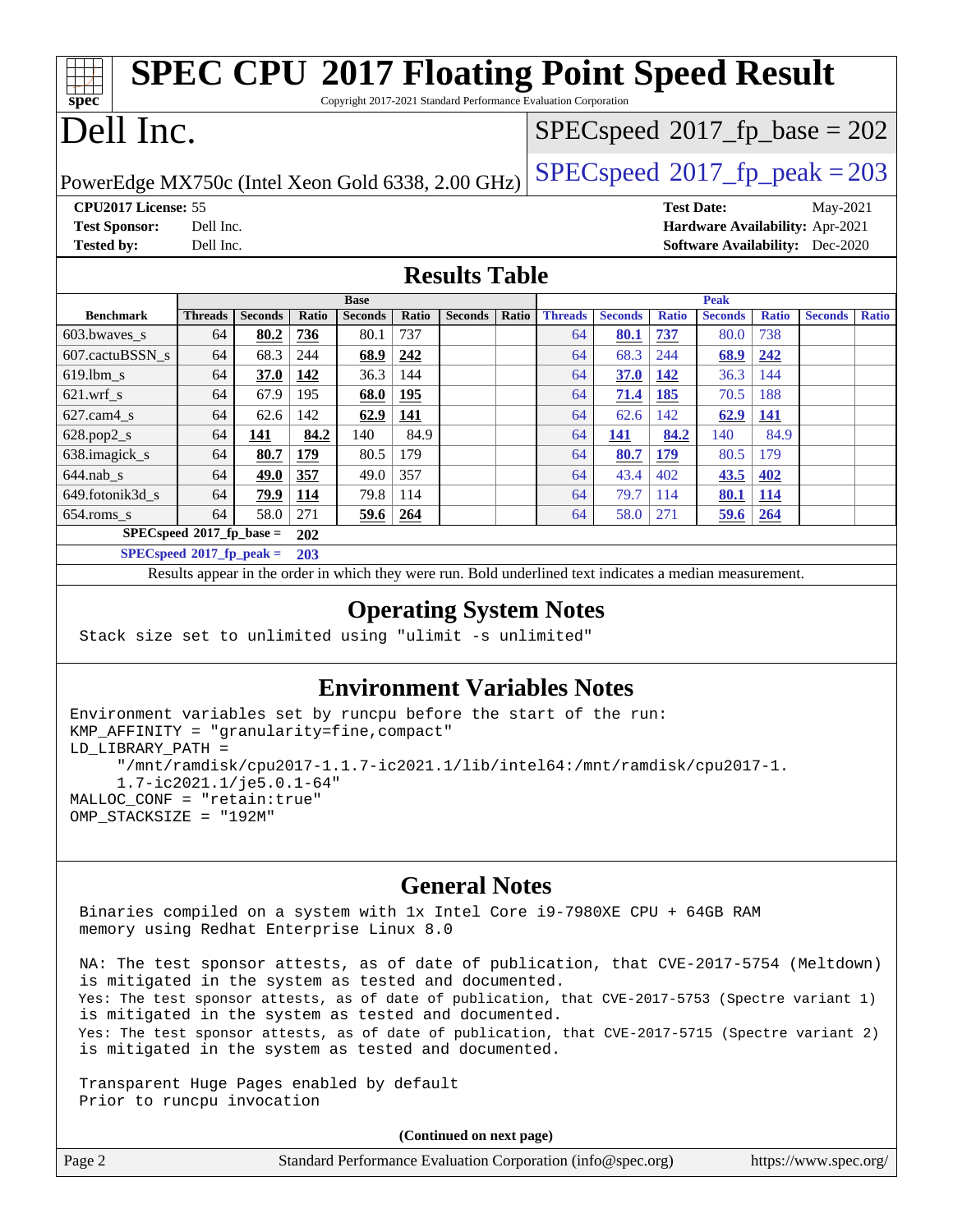# SPEC CPU 2017 Floating Point Speed Result

Copyright 2017-2021 Standard Performance Evaluation Corporation

# Dell Inc.

PowerEdge MX750c (Intel Xeon Gold 6338, 2.00 GHz)

SPECspeed 2017_fp_base = 202

SPECspeed 2017_fp_peak = 203

**CPU2017 License:** 55
**Test Sponsor:** Dell Inc.
**Tested by:** Dell Inc.

**Test Date:** May-2021
**Hardware Availability:** Apr-2021
**Software Availability:** Dec-2020

## Results Table

| Benchmark | Base | | | | | | | Peak | | | | | | |
|---|---|---|---|---|---|---|---|---|---|---|---|---|---|---|
| | Threads | Seconds | Ratio | Seconds | Ratio | Seconds | Ratio | Threads | Seconds | Ratio | Seconds | Ratio | Seconds | Ratio |
| 603.bwaves_s | 64 | **80.2** | **736** | 80.1 | 737 | | | 64 | **80.1** | **737** | 80.0 | 738 | | |
| 607.cactuBSSN_s | 64 | 68.3 | 244 | **68.9** | **242** | | | 64 | 68.3 | 244 | **68.9** | **242** | | |
| 619.lbm_s | 64 | **37.0** | **142** | 36.3 | 144 | | | 64 | **37.0** | **142** | 36.3 | 144 | | |
| 621.wrf_s | 64 | 67.9 | 195 | **68.0** | **195** | | | 64 | **71.4** | **185** | 70.5 | 188 | | |
| 627.cam4_s | 64 | 62.6 | 142 | **62.9** | **141** | | | 64 | 62.6 | 142 | **62.9** | **141** | | |
| 628.pop2_s | 64 | **141** | **84.2** | 140 | 84.9 | | | 64 | **141** | **84.2** | 140 | 84.9 | | |
| 638.imagick_s | 64 | **80.7** | **179** | 80.5 | 179 | | | 64 | **80.7** | **179** | 80.5 | 179 | | |
| 644.nab_s | 64 | **49.0** | **357** | 49.0 | 357 | | | 64 | 43.4 | 402 | **43.5** | **402** | | |
| 649.fotonik3d_s | 64 | **79.9** | **114** | 79.8 | 114 | | | 64 | 79.7 | 114 | **80.1** | **114** | | |
| 654.roms_s | 64 | 58.0 | 271 | **59.6** | **264** | | | 64 | 58.0 | 271 | **59.6** | **264** | | |

**SPECspeed 2017_fp_base = 202**

**SPECspeed 2017_fp_peak = 203**

Results appear in the order in which they were run. Bold underlined text indicates a median measurement.

## Operating System Notes

```
Stack size set to unlimited using "ulimit -s unlimited"
```

## Environment Variables Notes

```
Environment variables set by runcpu before the start of the run:
KMP_AFFINITY = "granularity=fine,compact"
LD_LIBRARY_PATH =
     "/mnt/ramdisk/cpu2017-1.1.7-ic2021.1/lib/intel64:/mnt/ramdisk/cpu2017-1.
     1.7-ic2021.1/je5.0.1-64"
MALLOC_CONF = "retain:true"
OMP_STACKSIZE = "192M"
```

## General Notes

```
Binaries compiled on a system with 1x Intel Core i9-7980XE CPU + 64GB RAM
memory using Redhat Enterprise Linux 8.0

NA: The test sponsor attests, as of date of publication, that CVE-2017-5754 (Meltdown)
is mitigated in the system as tested and documented.
Yes: The test sponsor attests, as of date of publication, that CVE-2017-5753 (Spectre variant 1)
is mitigated in the system as tested and documented.
Yes: The test sponsor attests, as of date of publication, that CVE-2017-5715 (Spectre variant 2)
is mitigated in the system as tested and documented.

Transparent Huge Pages enabled by default
Prior to runcpu invocation
```

**(Continued on next page)**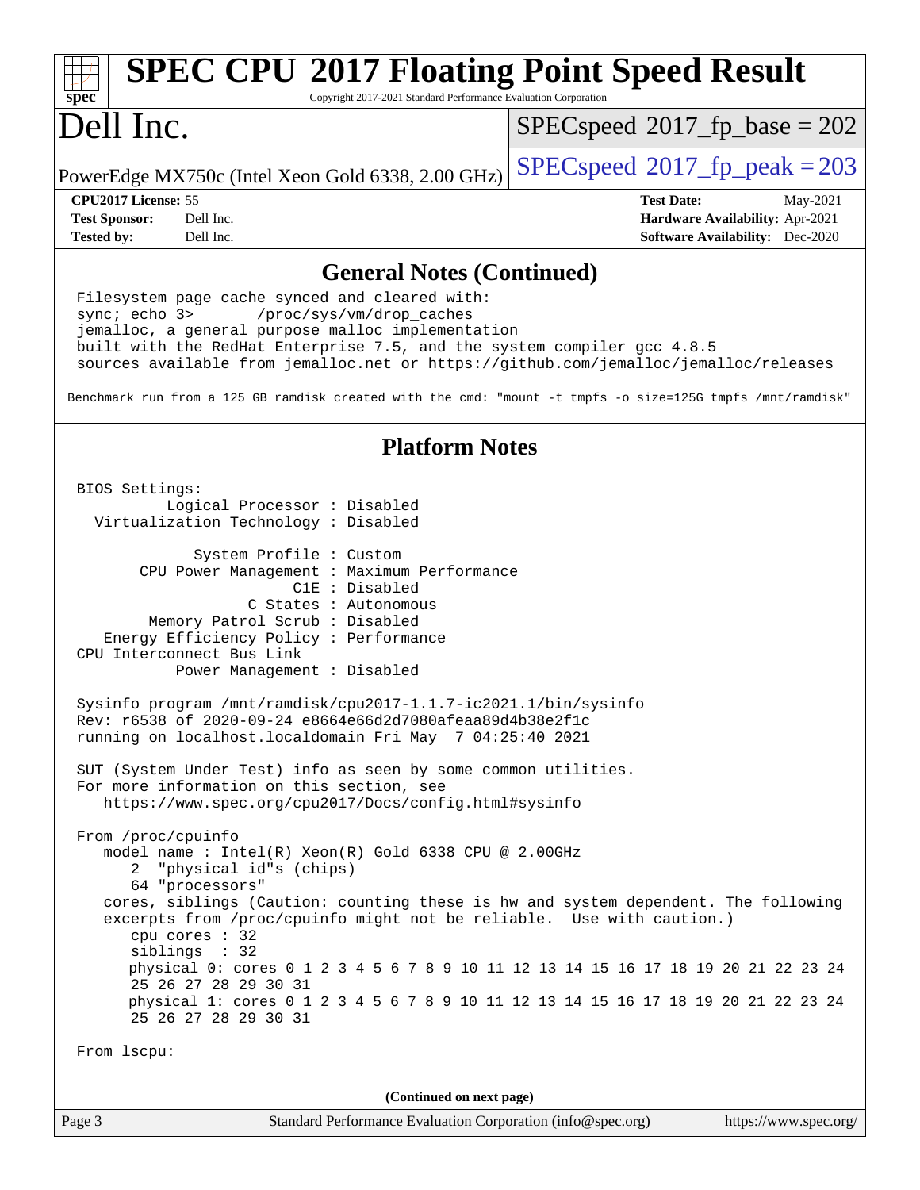## General Notes (Continued)

```
Filesystem page cache synced and cleared with:
sync; echo 3>       /proc/sys/vm/drop_caches
jemalloc, a general purpose malloc implementation
built with the RedHat Enterprise 7.5, and the system compiler gcc 4.8.5
sources available from jemalloc.net or https://github.com/jemalloc/jemalloc/releases
```

Benchmark run from a 125 GB ramdisk created with the cmd: "mount -t tmpfs -o size=125G tmpfs /mnt/ramdisk"

## Platform Notes

```
BIOS Settings:
          Logical Processor : Disabled
  Virtualization Technology : Disabled

             System Profile : Custom
       CPU Power Management : Maximum Performance
                        C1E : Disabled
                   C States : Autonomous
        Memory Patrol Scrub : Disabled
   Energy Efficiency Policy : Performance
CPU Interconnect Bus Link
           Power Management : Disabled

Sysinfo program /mnt/ramdisk/cpu2017-1.1.7-ic2021.1/bin/sysinfo
Rev: r6538 of 2020-09-24 e8664e66d2d7080afeaa89d4b38e2f1c
running on localhost.localdomain Fri May  7 04:25:40 2021

SUT (System Under Test) info as seen by some common utilities.
For more information on this section, see
   https://www.spec.org/cpu2017/Docs/config.html#sysinfo

From /proc/cpuinfo
   model name : Intel(R) Xeon(R) Gold 6338 CPU @ 2.00GHz
      2  "physical id"s (chips)
      64 "processors"
   cores, siblings (Caution: counting these is hw and system dependent. The following
   excerpts from /proc/cpuinfo might not be reliable.  Use with caution.)
      cpu cores : 32
      siblings  : 32
      physical 0: cores 0 1 2 3 4 5 6 7 8 9 10 11 12 13 14 15 16 17 18 19 20 21 22 23 24
      25 26 27 28 29 30 31
      physical 1: cores 0 1 2 3 4 5 6 7 8 9 10 11 12 13 14 15 16 17 18 19 20 21 22 23 24
      25 26 27 28 29 30 31

From lscpu:
```

(Continued on next page)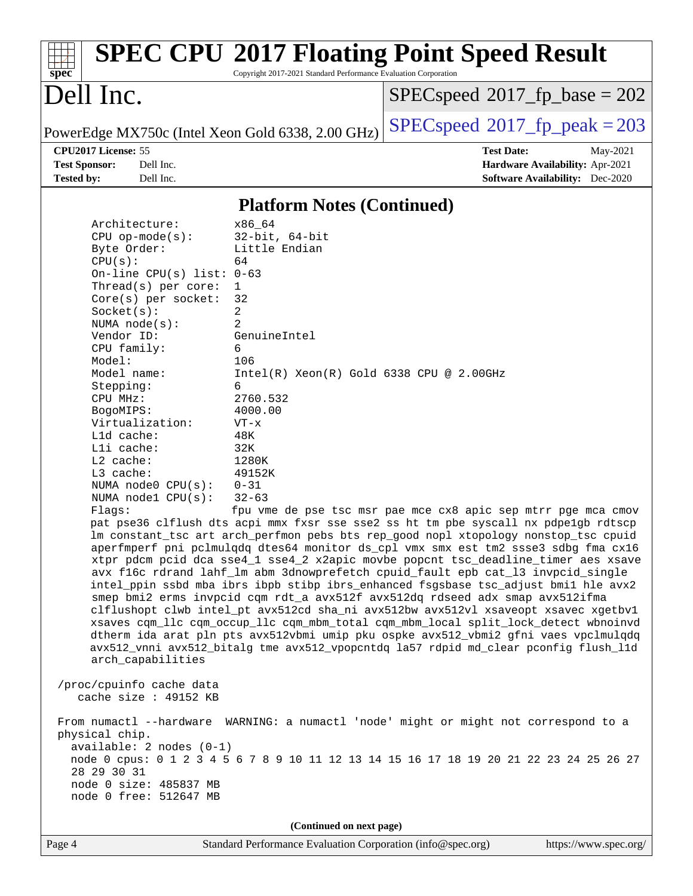# SPEC CPU 2017 Floating Point Speed Result

Copyright 2017-2021 Standard Performance Evaluation Corporation

# Dell Inc.

PowerEdge MX750c (Intel Xeon Gold 6338, 2.00 GHz)

SPECspeed 2017_fp_base = 202

SPECspeed 2017_fp_peak = 203

**CPU2017 License:** 55
**Test Sponsor:** Dell Inc.
**Tested by:** Dell Inc.

**Test Date:** May-2021
**Hardware Availability:** Apr-2021
**Software Availability:** Dec-2020

## Platform Notes (Continued)

```
    Architecture:          x86_64
    CPU op-mode(s):        32-bit, 64-bit
    Byte Order:            Little Endian
    CPU(s):                64
    On-line CPU(s) list: 0-63
    Thread(s) per core:    1
    Core(s) per socket:    32
    Socket(s):             2
    NUMA node(s):          2
    Vendor ID:             GenuineIntel
    CPU family:            6
    Model:                 106
    Model name:            Intel(R) Xeon(R) Gold 6338 CPU @ 2.00GHz
    Stepping:              6
    CPU MHz:               2760.532
    BogoMIPS:              4000.00
    Virtualization:        VT-x
    L1d cache:             48K
    L1i cache:             32K
    L2 cache:              1280K
    L3 cache:              49152K
    NUMA node0 CPU(s):     0-31
    NUMA node1 CPU(s):     32-63
    Flags:                 fpu vme de pse tsc msr pae mce cx8 apic sep mtrr pge mca cmov
    pat pse36 clflush dts acpi mmx fxsr sse sse2 ss ht tm pbe syscall nx pdpe1gb rdtscp
    lm constant_tsc art arch_perfmon pebs bts rep_good nopl xtopology nonstop_tsc cpuid
    aperfmperf pni pclmulqdq dtes64 monitor ds_cpl vmx smx est tm2 ssse3 sdbg fma cx16
    xtpr pdcm pcid dca sse4_1 sse4_2 x2apic movbe popcnt tsc_deadline_timer aes xsave
    avx f16c rdrand lahf_lm abm 3dnowprefetch cpuid_fault epb cat_l3 invpcid_single
    intel_ppin ssbd mba ibrs ibpb stibp ibrs_enhanced fsgsbase tsc_adjust bmi1 hle avx2
    smep bmi2 erms invpcid cqm rdt_a avx512f avx512dq rdseed adx smap avx512ifma
    clflushopt clwb intel_pt avx512cd sha_ni avx512bw avx512vl xsaveopt xsavec xgetbv1
    xsaves cqm_llc cqm_occup_llc cqm_mbm_total cqm_mbm_local split_lock_detect wbnoinvd
    dtherm ida arat pln pts avx512vbmi umip pku ospke avx512_vbmi2 gfni vaes vpclmulqdq
    avx512_vnni avx512_bitalg tme avx512_vpopcntdq la57 rdpid md_clear pconfig flush_l1d
    arch_capabilities

 /proc/cpuinfo cache data
    cache size : 49152 KB

 From numactl --hardware  WARNING: a numactl 'node' might or might not correspond to a
 physical chip.
   available: 2 nodes (0-1)
   node 0 cpus: 0 1 2 3 4 5 6 7 8 9 10 11 12 13 14 15 16 17 18 19 20 21 22 23 24 25 26 27
   28 29 30 31
   node 0 size: 485837 MB
   node 0 free: 512647 MB
```

(Continued on next page)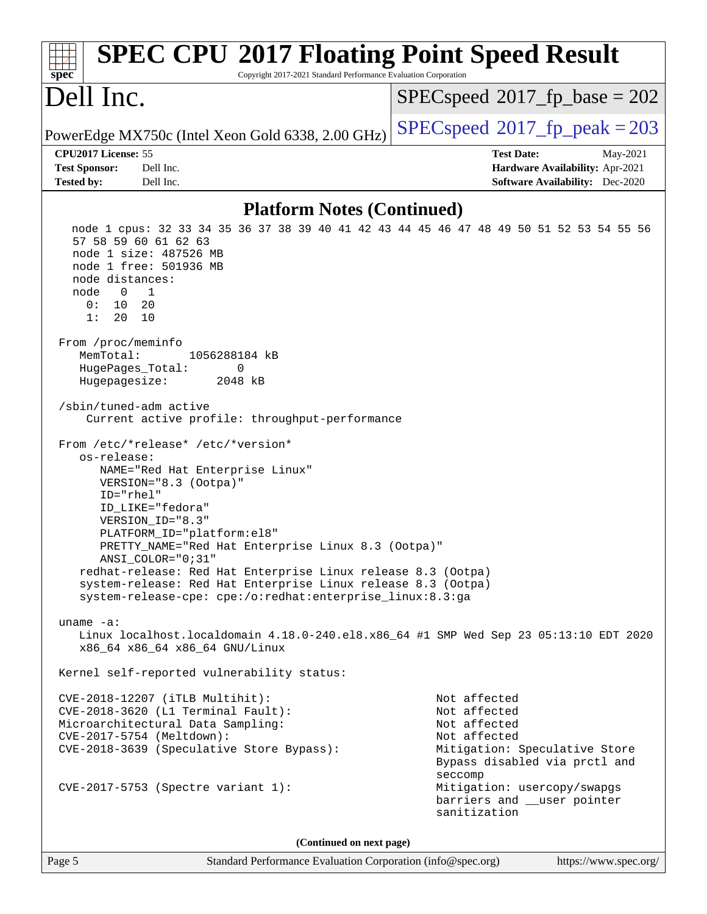## Platform Notes (Continued)

```
  node 1 cpus: 32 33 34 35 36 37 38 39 40 41 42 43 44 45 46 47 48 49 50 51 52 53 54 55 56
  57 58 59 60 61 62 63
  node 1 size: 487526 MB
  node 1 free: 501936 MB
  node distances:
  node   0   1
    0:  10  20
    1:  20  10

From /proc/meminfo
   MemTotal:       1056288184 kB
   HugePages_Total:       0
   Hugepagesize:       2048 kB

/sbin/tuned-adm active
    Current active profile: throughput-performance

From /etc/*release* /etc/*version*
   os-release:
      NAME="Red Hat Enterprise Linux"
      VERSION="8.3 (Ootpa)"
      ID="rhel"
      ID_LIKE="fedora"
      VERSION_ID="8.3"
      PLATFORM_ID="platform:el8"
      PRETTY_NAME="Red Hat Enterprise Linux 8.3 (Ootpa)"
      ANSI_COLOR="0;31"
   redhat-release: Red Hat Enterprise Linux release 8.3 (Ootpa)
   system-release: Red Hat Enterprise Linux release 8.3 (Ootpa)
   system-release-cpe: cpe:/o:redhat:enterprise_linux:8.3:ga

uname -a:
   Linux localhost.localdomain 4.18.0-240.el8.x86_64 #1 SMP Wed Sep 23 05:13:10 EDT 2020
   x86_64 x86_64 x86_64 GNU/Linux

Kernel self-reported vulnerability status:

CVE-2018-12207 (iTLB Multihit):                          Not affected
CVE-2018-3620 (L1 Terminal Fault):                       Not affected
Microarchitectural Data Sampling:                        Not affected
CVE-2017-5754 (Meltdown):                                Not affected
CVE-2018-3639 (Speculative Store Bypass):                Mitigation: Speculative Store
                                                         Bypass disabled via prctl and
                                                         seccomp
CVE-2017-5753 (Spectre variant 1):                       Mitigation: usercopy/swapgs
                                                         barriers and __user pointer
                                                         sanitization
```

(Continued on next page)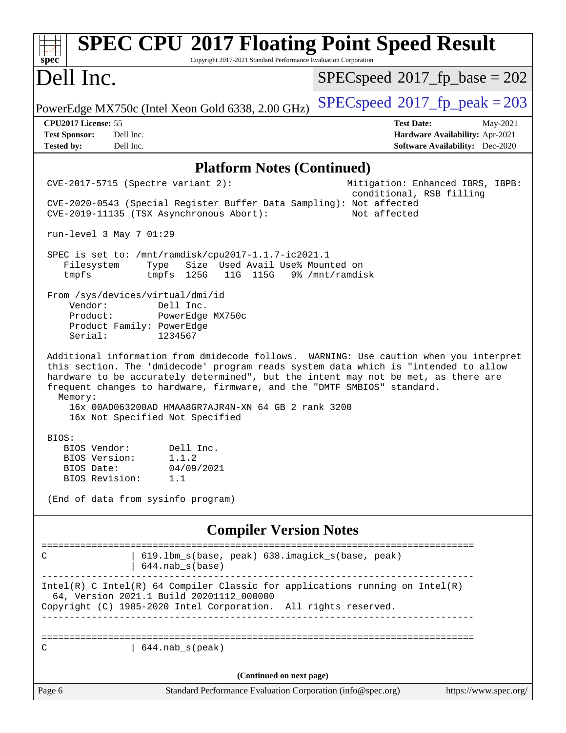## Platform Notes (Continued)

```
CVE-2017-5715 (Spectre variant 2):                        Mitigation: Enhanced IBRS, IBPB:
                                                           conditional, RSB filling
CVE-2020-0543 (Special Register Buffer Data Sampling): Not affected
CVE-2019-11135 (TSX Asynchronous Abort):                  Not affected

run-level 3 May 7 01:29

SPEC is set to: /mnt/ramdisk/cpu2017-1.1.7-ic2021.1
   Filesystem     Type   Size  Used Avail Use% Mounted on
   tmpfs          tmpfs  125G   11G  115G   9% /mnt/ramdisk

From /sys/devices/virtual/dmi/id
    Vendor:         Dell Inc.
    Product:        PowerEdge MX750c
    Product Family: PowerEdge
    Serial:         1234567

Additional information from dmidecode follows.  WARNING: Use caution when you interpret
this section. The 'dmidecode' program reads system data which is "intended to allow
hardware to be accurately determined", but the intent may not be met, as there are
frequent changes to hardware, firmware, and the "DMTF SMBIOS" standard.
  Memory:
    16x 00AD063200AD HMAA8GR7AJR4N-XN 64 GB 2 rank 3200
    16x Not Specified Not Specified

BIOS:
   BIOS Vendor:       Dell Inc.
   BIOS Version:      1.1.2
   BIOS Date:         04/09/2021
   BIOS Revision:     1.1

(End of data from sysinfo program)
```

## Compiler Version Notes

```
==============================================================================
C               | 619.lbm_s(base, peak) 638.imagick_s(base, peak)
                | 644.nab_s(base)
------------------------------------------------------------------------------
Intel(R) C Intel(R) 64 Compiler Classic for applications running on Intel(R)
  64, Version 2021.1 Build 20201112_000000
Copyright (C) 1985-2020 Intel Corporation.  All rights reserved.
------------------------------------------------------------------------------

==============================================================================
C               | 644.nab_s(peak)
```

(Continued on next page)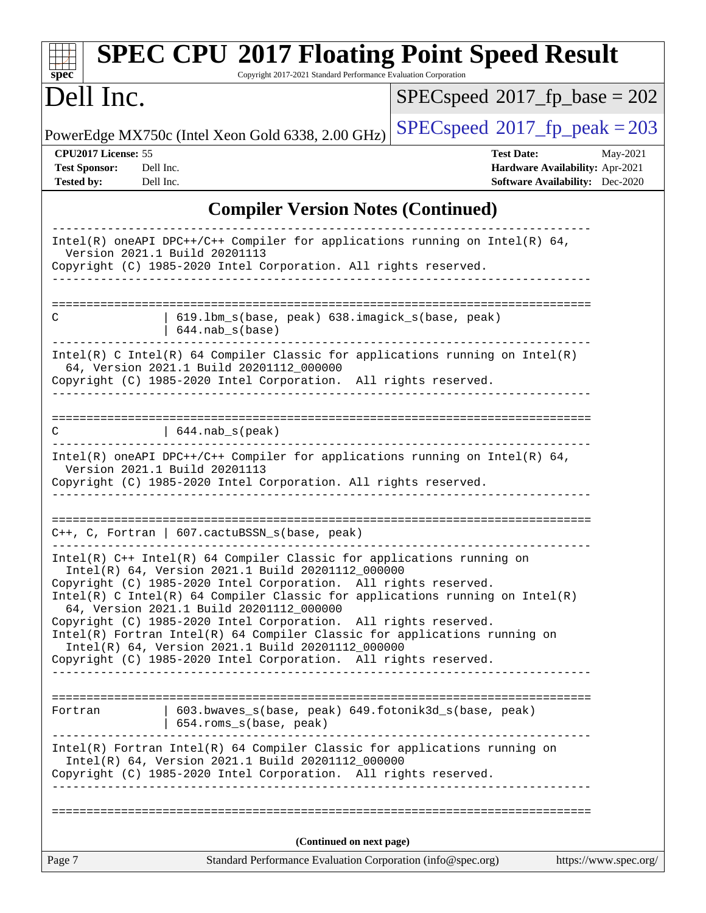## Compiler Version Notes (Continued)

```
------------------------------------------------------------------------------
Intel(R) oneAPI DPC++/C++ Compiler for applications running on Intel(R) 64,
  Version 2021.1 Build 20201113
Copyright (C) 1985-2020 Intel Corporation. All rights reserved.
------------------------------------------------------------------------------

==============================================================================
C              | 619.lbm_s(base, peak) 638.imagick_s(base, peak)
               | 644.nab_s(base)
------------------------------------------------------------------------------
Intel(R) C Intel(R) 64 Compiler Classic for applications running on Intel(R)
  64, Version 2021.1 Build 20201112_000000
Copyright (C) 1985-2020 Intel Corporation.  All rights reserved.
------------------------------------------------------------------------------

==============================================================================
C              | 644.nab_s(peak)
------------------------------------------------------------------------------
Intel(R) oneAPI DPC++/C++ Compiler for applications running on Intel(R) 64,
  Version 2021.1 Build 20201113
Copyright (C) 1985-2020 Intel Corporation. All rights reserved.
------------------------------------------------------------------------------

==============================================================================
C++, C, Fortran | 607.cactuBSSN_s(base, peak)
------------------------------------------------------------------------------
Intel(R) C++ Intel(R) 64 Compiler Classic for applications running on
  Intel(R) 64, Version 2021.1 Build 20201112_000000
Copyright (C) 1985-2020 Intel Corporation.  All rights reserved.
Intel(R) C Intel(R) 64 Compiler Classic for applications running on Intel(R)
  64, Version 2021.1 Build 20201112_000000
Copyright (C) 1985-2020 Intel Corporation.  All rights reserved.
Intel(R) Fortran Intel(R) 64 Compiler Classic for applications running on
  Intel(R) 64, Version 2021.1 Build 20201112_000000
Copyright (C) 1985-2020 Intel Corporation.  All rights reserved.
------------------------------------------------------------------------------

==============================================================================
Fortran        | 603.bwaves_s(base, peak) 649.fotonik3d_s(base, peak)
               | 654.roms_s(base, peak)
------------------------------------------------------------------------------
Intel(R) Fortran Intel(R) 64 Compiler Classic for applications running on
  Intel(R) 64, Version 2021.1 Build 20201112_000000
Copyright (C) 1985-2020 Intel Corporation.  All rights reserved.
------------------------------------------------------------------------------

==============================================================================
```

**(Continued on next page)**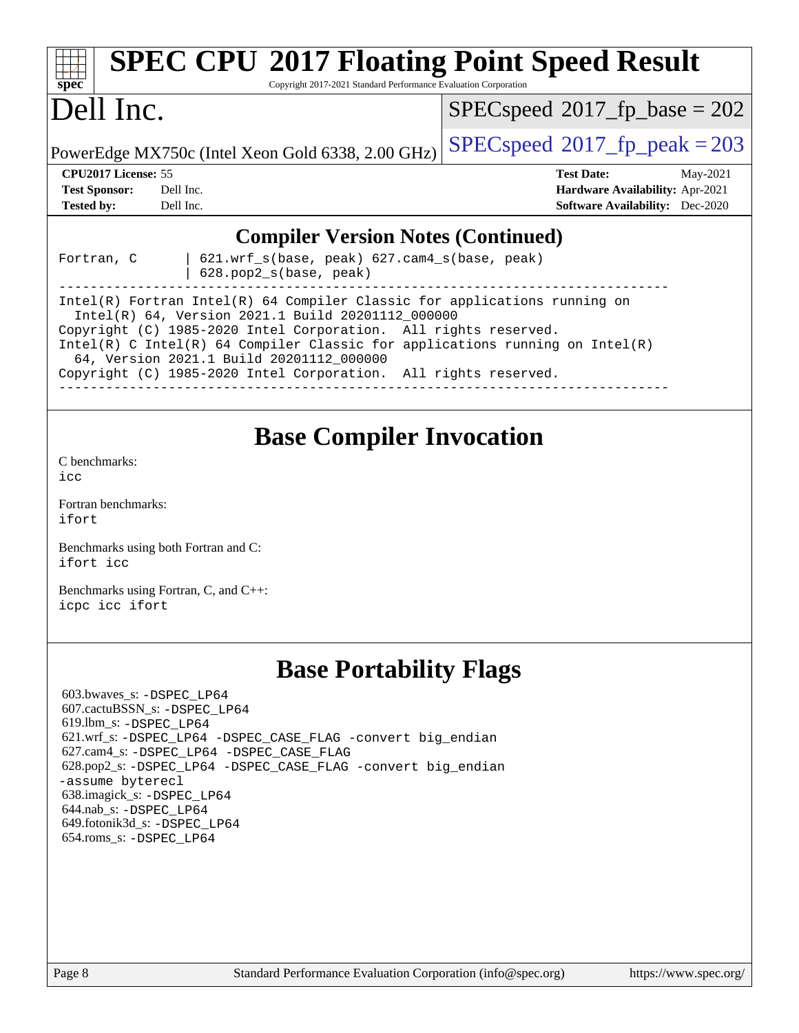# SPEC CPU 2017 Floating Point Speed Result

Copyright 2017-2021 Standard Performance Evaluation Corporation

# Dell Inc.

PowerEdge MX750c (Intel Xeon Gold 6338, 2.00 GHz)

SPECspeed 2017_fp_base = 202

SPECspeed 2017_fp_peak = 203

**CPU2017 License:** 55
**Test Sponsor:** Dell Inc.
**Tested by:** Dell Inc.

**Test Date:** May-2021
**Hardware Availability:** Apr-2021
**Software Availability:** Dec-2020

## Compiler Version Notes (Continued)

```
Fortran, C       | 621.wrf_s(base, peak) 627.cam4_s(base, peak)
                 | 628.pop2_s(base, peak)
------------------------------------------------------------------------------
Intel(R) Fortran Intel(R) 64 Compiler Classic for applications running on
  Intel(R) 64, Version 2021.1 Build 20201112_000000
Copyright (C) 1985-2020 Intel Corporation.  All rights reserved.
Intel(R) C Intel(R) 64 Compiler Classic for applications running on Intel(R)
  64, Version 2021.1 Build 20201112_000000
Copyright (C) 1985-2020 Intel Corporation.  All rights reserved.
------------------------------------------------------------------------------
```

## Base Compiler Invocation

C benchmarks:
icc

Fortran benchmarks:
ifort

Benchmarks using both Fortran and C:
ifort icc

Benchmarks using Fortran, C, and C++:
icpc icc ifort

## Base Portability Flags

603.bwaves_s: -DSPEC_LP64
607.cactuBSSN_s: -DSPEC_LP64
619.lbm_s: -DSPEC_LP64
621.wrf_s: -DSPEC_LP64 -DSPEC_CASE_FLAG -convert big_endian
627.cam4_s: -DSPEC_LP64 -DSPEC_CASE_FLAG
628.pop2_s: -DSPEC_LP64 -DSPEC_CASE_FLAG -convert big_endian -assume byterecl
638.imagick_s: -DSPEC_LP64
644.nab_s: -DSPEC_LP64
649.fotonik3d_s: -DSPEC_LP64
654.roms_s: -DSPEC_LP64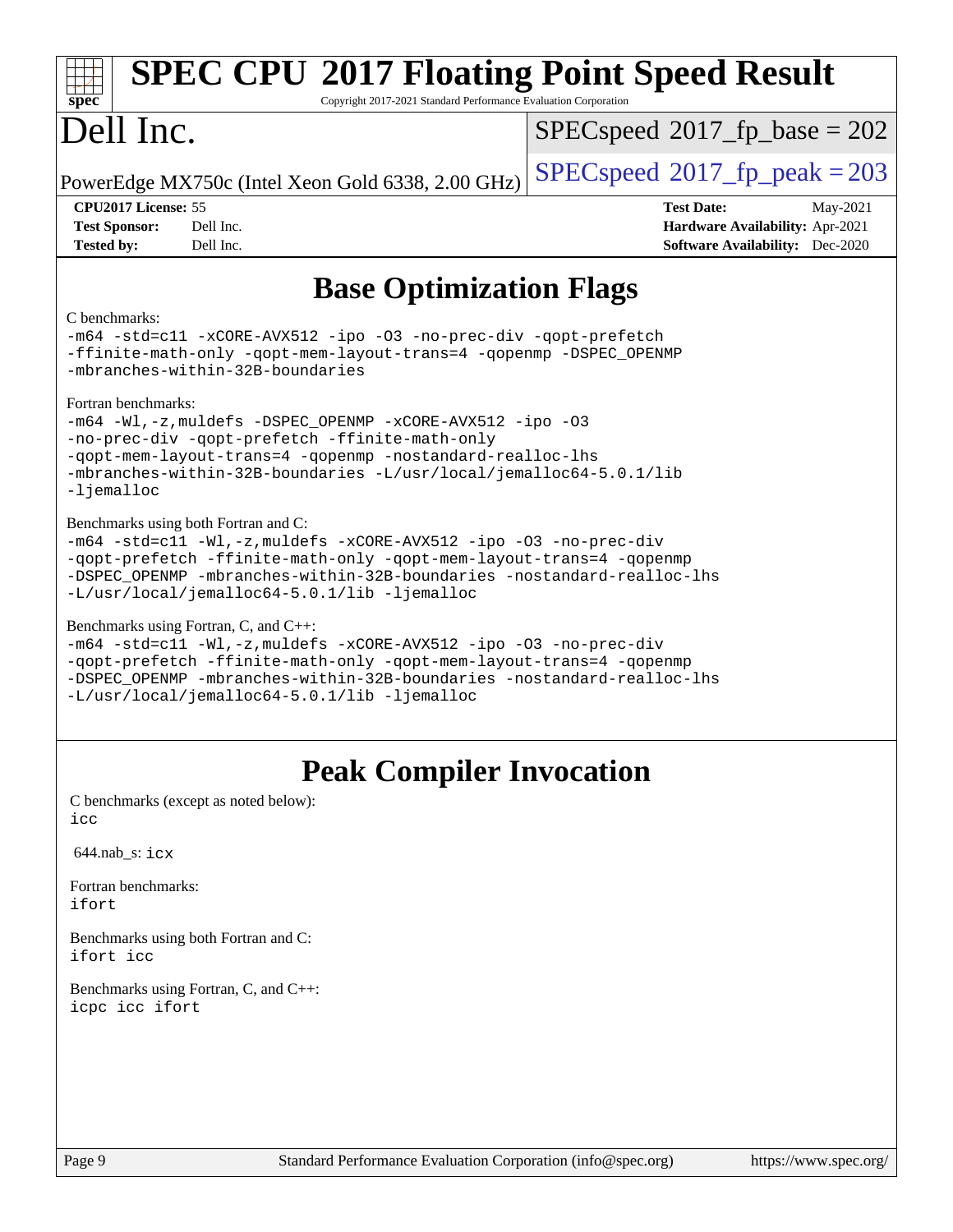# SPEC CPU 2017 Floating Point Speed Result

Copyright 2017-2021 Standard Performance Evaluation Corporation

# Dell Inc.

PowerEdge MX750c (Intel Xeon Gold 6338, 2.00 GHz)

SPECspeed 2017_fp_base = 202

SPECspeed 2017_fp_peak = 203

**CPU2017 License:** 55
**Test Sponsor:** Dell Inc.
**Tested by:** Dell Inc.

**Test Date:** May-2021
**Hardware Availability:** Apr-2021
**Software Availability:** Dec-2020

## Base Optimization Flags

C benchmarks:

```
-m64 -std=c11 -xCORE-AVX512 -ipo -O3 -no-prec-div -qopt-prefetch
-ffinite-math-only -qopt-mem-layout-trans=4 -qopenmp -DSPEC_OPENMP
-mbranches-within-32B-boundaries
```

Fortran benchmarks:

```
-m64 -Wl,-z,muldefs -DSPEC_OPENMP -xCORE-AVX512 -ipo -O3
-no-prec-div -qopt-prefetch -ffinite-math-only
-qopt-mem-layout-trans=4 -qopenmp -nostandard-realloc-lhs
-mbranches-within-32B-boundaries -L/usr/local/jemalloc64-5.0.1/lib
-ljemalloc
```

Benchmarks using both Fortran and C:

```
-m64 -std=c11 -Wl,-z,muldefs -xCORE-AVX512 -ipo -O3 -no-prec-div
-qopt-prefetch -ffinite-math-only -qopt-mem-layout-trans=4 -qopenmp
-DSPEC_OPENMP -mbranches-within-32B-boundaries -nostandard-realloc-lhs
-L/usr/local/jemalloc64-5.0.1/lib -ljemalloc
```

Benchmarks using Fortran, C, and C++:

```
-m64 -std=c11 -Wl,-z,muldefs -xCORE-AVX512 -ipo -O3 -no-prec-div
-qopt-prefetch -ffinite-math-only -qopt-mem-layout-trans=4 -qopenmp
-DSPEC_OPENMP -mbranches-within-32B-boundaries -nostandard-realloc-lhs
-L/usr/local/jemalloc64-5.0.1/lib -ljemalloc
```

## Peak Compiler Invocation

C benchmarks (except as noted below):
`icc`

644.nab_s: `icx`

Fortran benchmarks:
`ifort`

Benchmarks using both Fortran and C:
`ifort icc`

Benchmarks using Fortran, C, and C++:
`icpc icc ifort`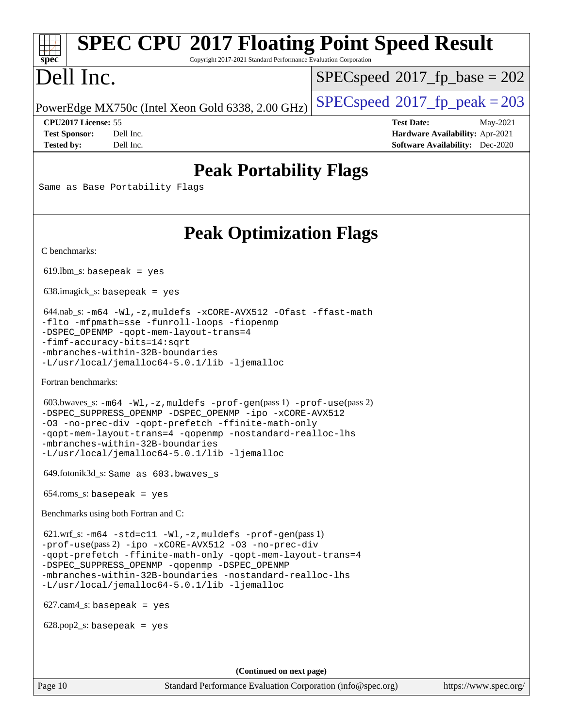# SPEC CPU 2017 Floating Point Speed Result

# Dell Inc.

PowerEdge MX750c (Intel Xeon Gold 6338, 2.00 GHz)

SPECspeed 2017_fp_base = 202

SPECspeed 2017_fp_peak = 203

**CPU2017 License:** 55
**Test Sponsor:** Dell Inc.
**Tested by:** Dell Inc.

**Test Date:** May-2021
**Hardware Availability:** Apr-2021
**Software Availability:** Dec-2020

## Peak Portability Flags

Same as Base Portability Flags

## Peak Optimization Flags

C benchmarks:

619.lbm_s: basepeak = yes

638.imagick_s: basepeak = yes

644.nab_s: -m64 -Wl,-z,muldefs -xCORE-AVX512 -Ofast -ffast-math -flto -mfpmath=sse -funroll-loops -fiopenmp -DSPEC_OPENMP -qopt-mem-layout-trans=4 -fimf-accuracy-bits=14:sqrt -mbranches-within-32B-boundaries -L/usr/local/jemalloc64-5.0.1/lib -ljemalloc

Fortran benchmarks:

603.bwaves_s: -m64 -Wl,-z,muldefs -prof-gen(pass 1) -prof-use(pass 2) -DSPEC_SUPPRESS_OPENMP -DSPEC_OPENMP -ipo -xCORE-AVX512 -O3 -no-prec-div -qopt-prefetch -ffinite-math-only -qopt-mem-layout-trans=4 -qopenmp -nostandard-realloc-lhs -mbranches-within-32B-boundaries -L/usr/local/jemalloc64-5.0.1/lib -ljemalloc

649.fotonik3d_s: Same as 603.bwaves_s

654.roms_s: basepeak = yes

Benchmarks using both Fortran and C:

621.wrf_s: -m64 -std=c11 -Wl,-z,muldefs -prof-gen(pass 1) -prof-use(pass 2) -ipo -xCORE-AVX512 -O3 -no-prec-div -qopt-prefetch -ffinite-math-only -qopt-mem-layout-trans=4 -DSPEC_SUPPRESS_OPENMP -qopenmp -DSPEC_OPENMP -mbranches-within-32B-boundaries -nostandard-realloc-lhs -L/usr/local/jemalloc64-5.0.1/lib -ljemalloc

627.cam4_s: basepeak = yes

628.pop2_s: basepeak = yes

(Continued on next page)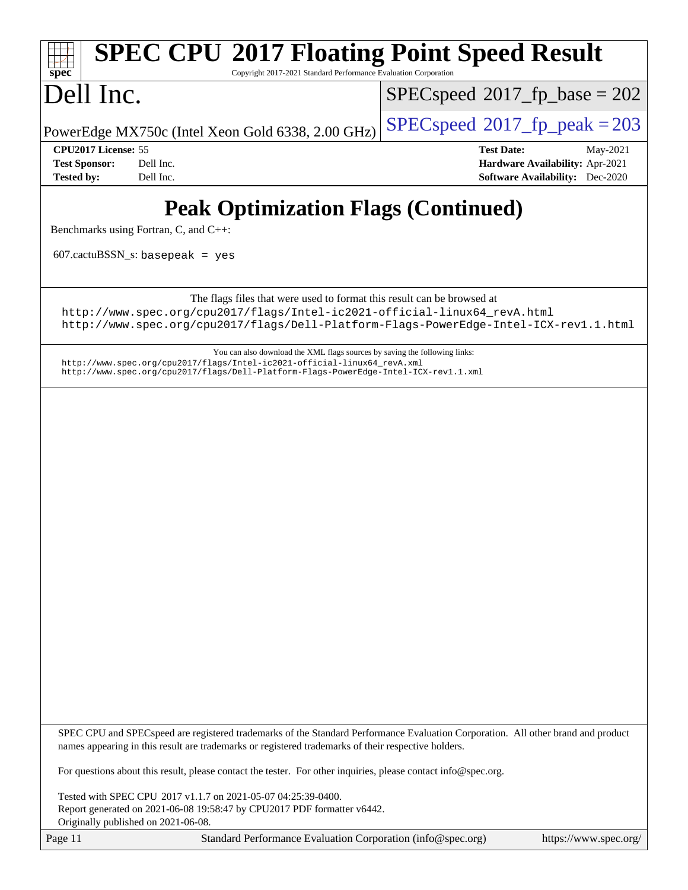# Peak Optimization Flags (Continued)

Benchmarks using Fortran, C, and C++:

607.cactuBSSN_s: basepeak = yes

The flags files that were used to format this result can be browsed at

http://www.spec.org/cpu2017/flags/Intel-ic2021-official-linux64_revA.html
http://www.spec.org/cpu2017/flags/Dell-Platform-Flags-PowerEdge-Intel-ICX-rev1.1.html

You can also download the XML flags sources by saving the following links:

http://www.spec.org/cpu2017/flags/Intel-ic2021-official-linux64_revA.xml
http://www.spec.org/cpu2017/flags/Dell-Platform-Flags-PowerEdge-Intel-ICX-rev1.1.xml

SPEC CPU and SPECspeed are registered trademarks of the Standard Performance Evaluation Corporation. All other brand and product names appearing in this result are trademarks or registered trademarks of their respective holders.

For questions about this result, please contact the tester. For other inquiries, please contact info@spec.org.

Tested with SPEC CPU 2017 v1.1.7 on 2021-05-07 04:25:39-0400.
Report generated on 2021-06-08 19:58:47 by CPU2017 PDF formatter v6442.
Originally published on 2021-06-08.